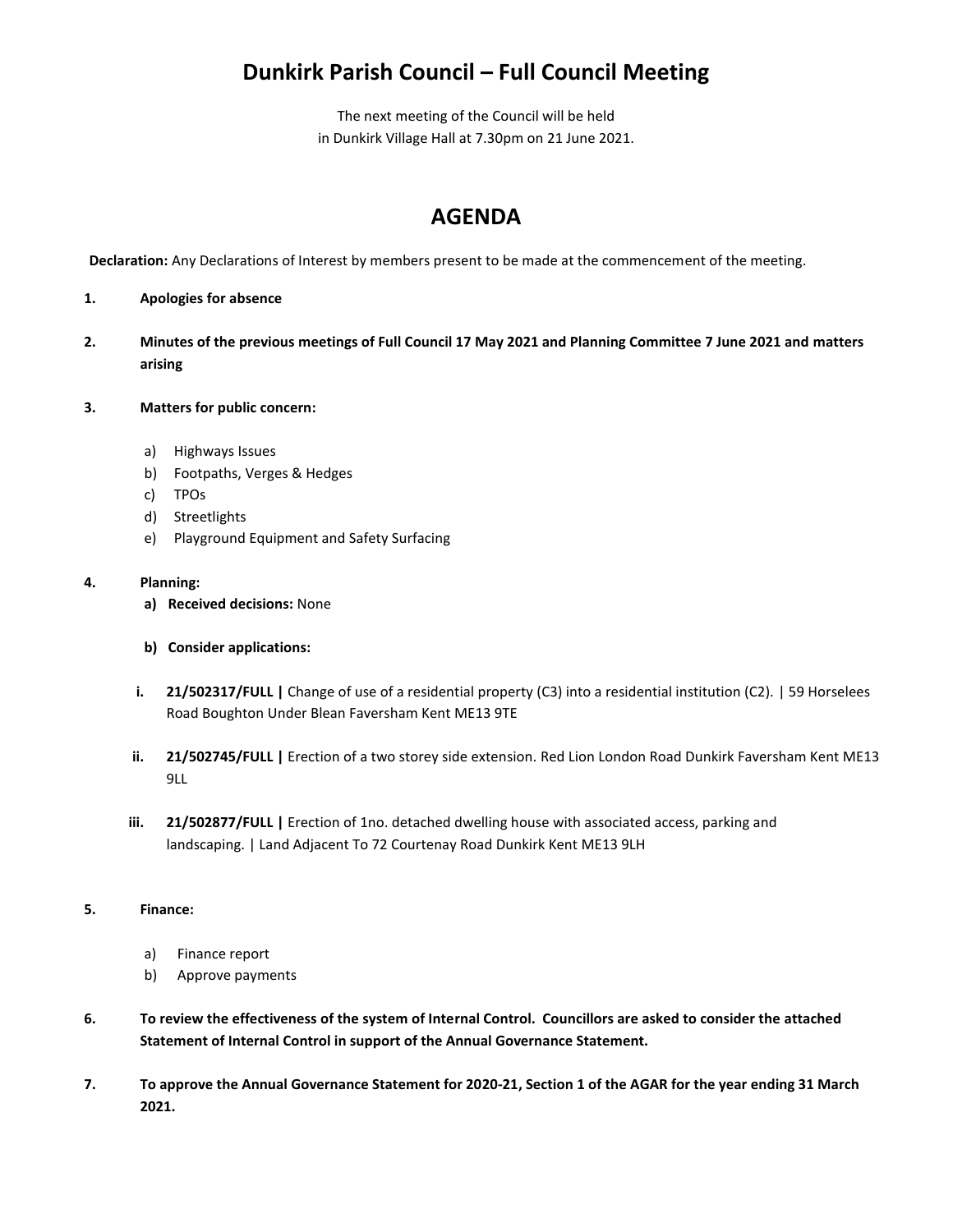# Dunkirk Parish Council – Full Council Meeting

The next meeting of the Council will be held
in Dunkirk Village Hall at 7.30pm on 21 June 2021.

## AGENDA

**Declaration:** Any Declarations of Interest by members present to be made at the commencement of the meeting.

**1. Apologies for absence**

**2. Minutes of the previous meetings of Full Council 17 May 2021 and Planning Committee 7 June 2021 and matters arising**

**3. Matters for public concern:**

a) Highways Issues
b) Footpaths, Verges & Hedges
c) TPOs
d) Streetlights
e) Playground Equipment and Safety Surfacing

**4. Planning:**

**a) Received decisions:** None

**b) Consider applications:**

i. **21/502317/FULL |** Change of use of a residential property (C3) into a residential institution (C2). | 59 Horselees Road Boughton Under Blean Faversham Kent ME13 9TE

ii. **21/502745/FULL |** Erection of a two storey side extension. Red Lion London Road Dunkirk Faversham Kent ME13 9LL

iii. **21/502877/FULL |** Erection of 1no. detached dwelling house with associated access, parking and landscaping. | Land Adjacent To 72 Courtenay Road Dunkirk Kent ME13 9LH

**5. Finance:**

a) Finance report
b) Approve payments

**6. To review the effectiveness of the system of Internal Control. Councillors are asked to consider the attached Statement of Internal Control in support of the Annual Governance Statement.**

**7. To approve the Annual Governance Statement for 2020-21, Section 1 of the AGAR for the year ending 31 March 2021.**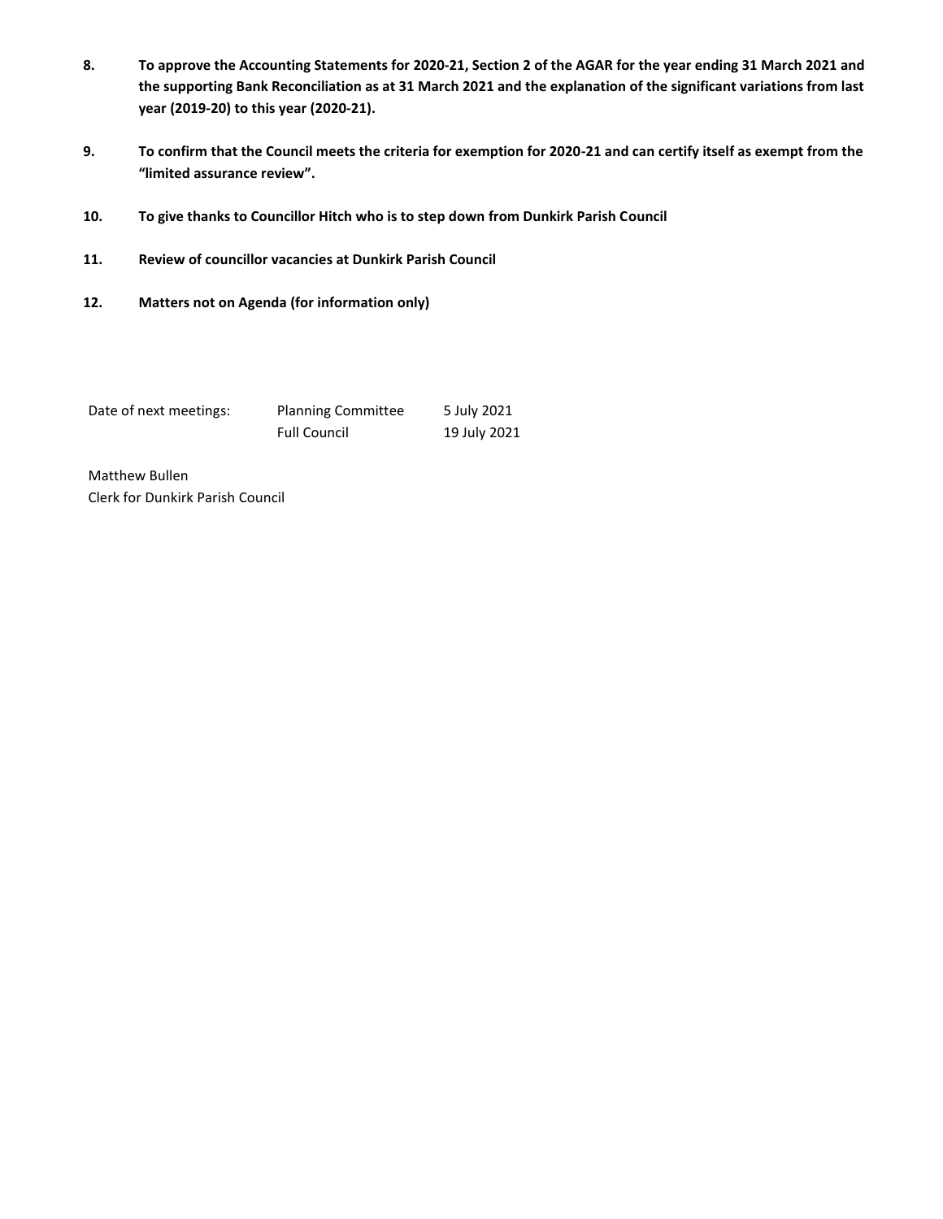**8. To approve the Accounting Statements for 2020-21, Section 2 of the AGAR for the year ending 31 March 2021 and the supporting Bank Reconciliation as at 31 March 2021 and the explanation of the significant variations from last year (2019-20) to this year (2020-21).**

**9. To confirm that the Council meets the criteria for exemption for 2020-21 and can certify itself as exempt from the "limited assurance review".**

**10. To give thanks to Councillor Hitch who is to step down from Dunkirk Parish Council**

**11. Review of councillor vacancies at Dunkirk Parish Council**

**12. Matters not on Agenda (for information only)**

| | | |
|---|---|---|
| Date of next meetings: | Planning Committee | 5 July 2021 |
| | Full Council | 19 July 2021 |

Matthew Bullen
Clerk for Dunkirk Parish Council